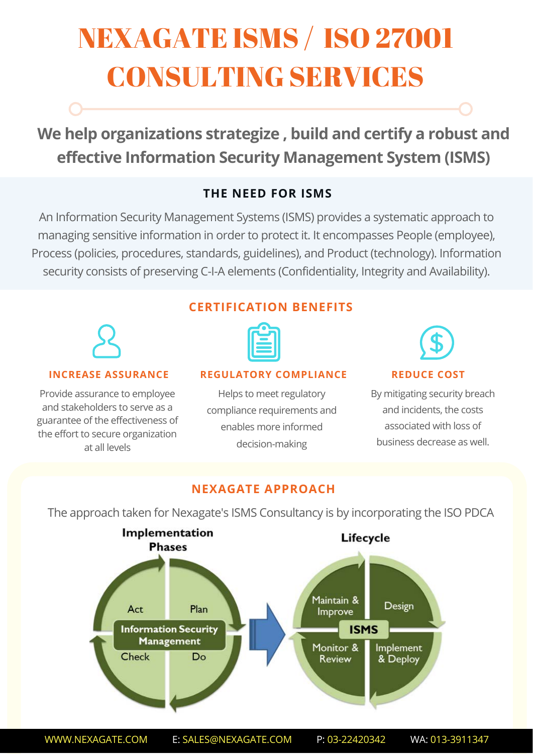# NEXAGATE ISMS / ISO 27001 CONSULTING SERVICES

## We help organizations strategize , build and certify a robust and effective Information Security Management System (ISMS)

### THE NEED FOR ISMS

An Information Security Management Systems (ISMS) provides a systematic approach to managing sensitive information in order to protect it. It encompasses People (employee), Process (policies, procedures, standards, guidelines), and Product (technology). Information security consists of preserving C-I-A elements (Confidentiality, Integrity and Availability).

### CERTIFICATION BENEFITS

**INCREASE ASSURANCE**

Provide assurance to employee and stakeholders to serve as a guarantee of the effectiveness of the effort to secure organization at all levels

**REGULATORY COMPLIANCE**

Helps to meet regulatory compliance requirements and enables more informed decision-making

**REDUCE COST**

By mitigating security breach and incidents, the costs associated with loss of business decrease as well.

### NEXAGATE APPROACH

The approach taken for Nexagate's ISMS Consultancy is by incorporating the ISO PDCA

**Implementation Phases**

Information Security Management: Plan, Do, Check, Act

**Lifecycle**

ISMS: Design, Implement & Deploy, Monitor & Review, Maintain & Improve

WWW.NEXAGATE.COM E: SALES@NEXAGATE.COM P: 03-22420342 WA: 013-3911347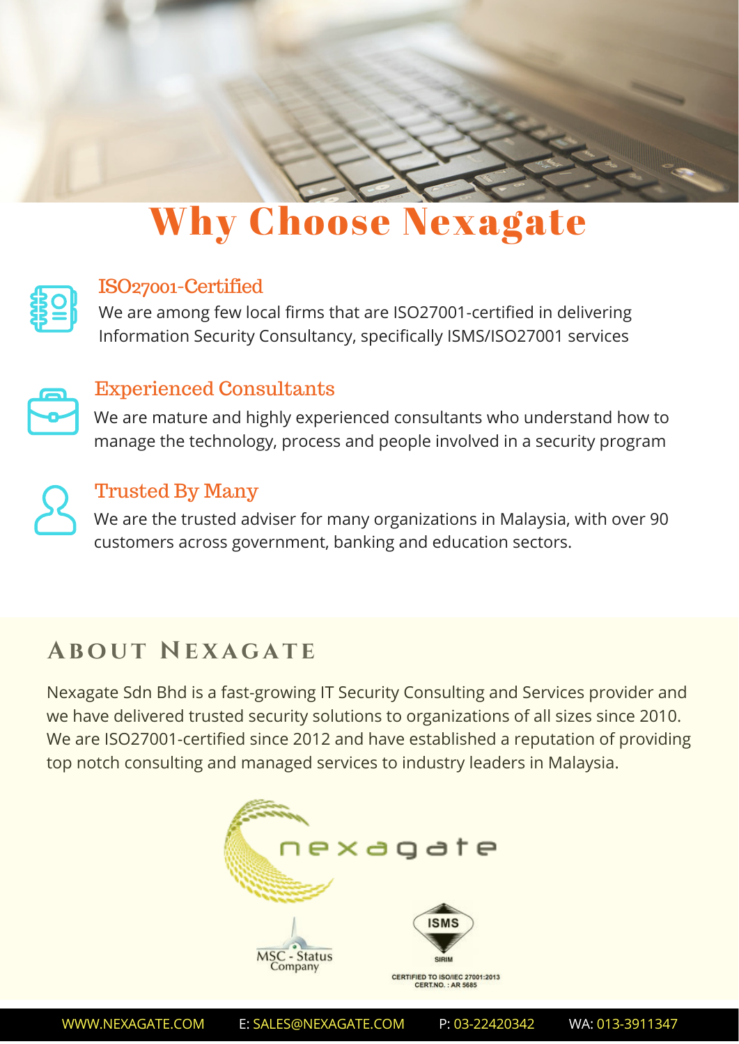# Why Choose Nexagate

### ISO27001-Certified

We are among few local firms that are ISO27001-certified in delivering Information Security Consultancy, specifically ISMS/ISO27001 services

### Experienced Consultants

We are mature and highly experienced consultants who understand how to manage the technology, process and people involved in a security program

### Trusted By Many

We are the trusted adviser for many organizations in Malaysia, with over 90 customers across government, banking and education sectors.

## About Nexagate

Nexagate Sdn Bhd is a fast-growing IT Security Consulting and Services provider and we have delivered trusted security solutions to organizations of all sizes since 2010. We are ISO27001-certified since 2012 and have established a reputation of providing top notch consulting and managed services to industry leaders in Malaysia.

nexagate

MSC - Status Company

ISMS
SIRIM
CERTIFIED TO ISO/IEC 27001:2013
CERT.NO. : AR 5685

WWW.NEXAGATE.COM E: SALES@NEXAGATE.COM P: 03-22420342 WA: 013-3911347